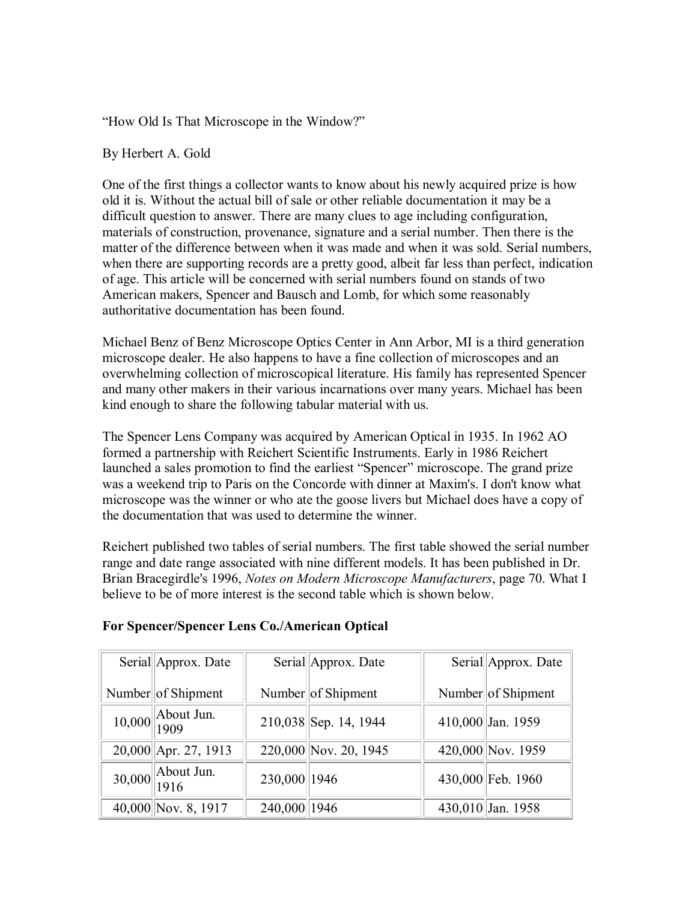"How Old Is That Microscope in the Window?"

By Herbert A. Gold

One of the first things a collector wants to know about his newly acquired prize is how old it is. Without the actual bill of sale or other reliable documentation it may be a difficult question to answer. There are many clues to age including configuration, materials of construction, provenance, signature and a serial number. Then there is the matter of the difference between when it was made and when it was sold. Serial numbers, when there are supporting records are a pretty good, albeit far less than perfect, indication of age. This article will be concerned with serial numbers found on stands of two American makers, Spencer and Bausch and Lomb, for which some reasonably authoritative documentation has been found.

Michael Benz of Benz Microscope Optics Center in Ann Arbor, MI is a third generation microscope dealer. He also happens to have a fine collection of microscopes and an overwhelming collection of microscopical literature. His family has represented Spencer and many other makers in their various incarnations over many years. Michael has been kind enough to share the following tabular material with us.

The Spencer Lens Company was acquired by American Optical in 1935. In 1962 AO formed a partnership with Reichert Scientific Instruments. Early in 1986 Reichert launched a sales promotion to find the earliest "Spencer" microscope. The grand prize was a weekend trip to Paris on the Concorde with dinner at Maxim's. I don't know what microscope was the winner or who ate the goose livers but Michael does have a copy of the documentation that was used to determine the winner.

Reichert published two tables of serial numbers. The first table showed the serial number range and date range associated with nine different models. It has been published in Dr. Brian Bracegirdle's 1996, *Notes on Modern Microscope Manufacturers*, page 70. What I believe to be of more interest is the second table which is shown below.

**For Spencer/Spencer Lens Co./American Optical**

| Serial Number | Approx. Date of Shipment | Serial Number | Approx. Date of Shipment | Serial Number | Approx. Date of Shipment |
|---|---|---|---|---|---|
| 10,000 | About Jun. 1909 | 210,038 | Sep. 14, 1944 | 410,000 | Jan. 1959 |
| 20,000 | Apr. 27, 1913 | 220,000 | Nov. 20, 1945 | 420,000 | Nov. 1959 |
| 30,000 | About Jun. 1916 | 230,000 | 1946 | 430,000 | Feb. 1960 |
| 40,000 | Nov. 8, 1917 | 240,000 | 1946 | 430,010 | Jan. 1958 |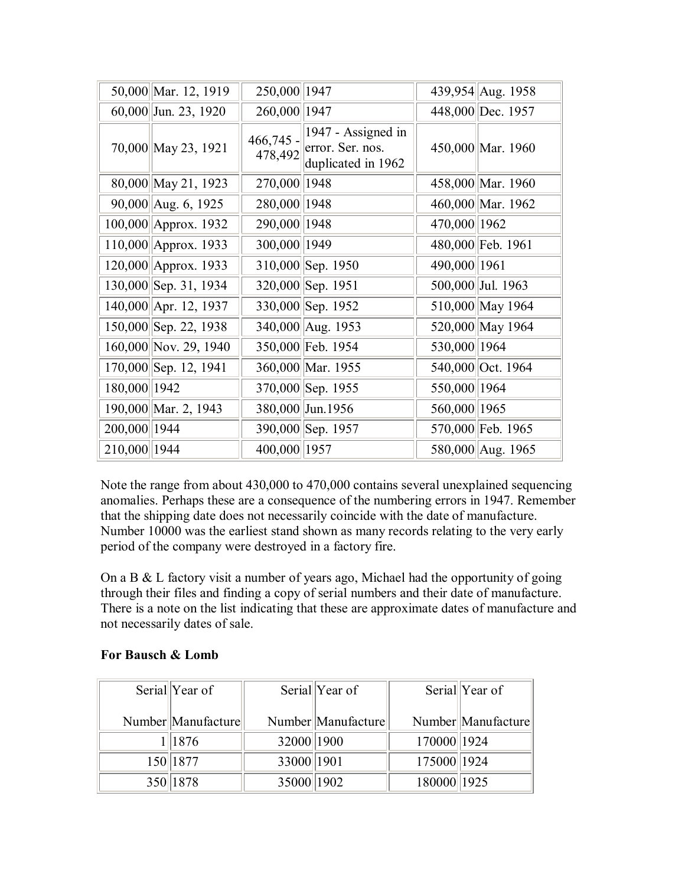| | | | | | |
|---|---|---|---|---|---|
| 50,000 | Mar. 12, 1919 | 250,000 | 1947 | 439,954 | Aug. 1958 |
| 60,000 | Jun. 23, 1920 | 260,000 | 1947 | 448,000 | Dec. 1957 |
| 70,000 | May 23, 1921 | 466,745 - 478,492 | 1947 - Assigned in error. Ser. nos. duplicated in 1962 | 450,000 | Mar. 1960 |
| 80,000 | May 21, 1923 | 270,000 | 1948 | 458,000 | Mar. 1960 |
| 90,000 | Aug. 6, 1925 | 280,000 | 1948 | 460,000 | Mar. 1962 |
| 100,000 | Approx. 1932 | 290,000 | 1948 | 470,000 | 1962 |
| 110,000 | Approx. 1933 | 300,000 | 1949 | 480,000 | Feb. 1961 |
| 120,000 | Approx. 1933 | 310,000 | Sep. 1950 | 490,000 | 1961 |
| 130,000 | Sep. 31, 1934 | 320,000 | Sep. 1951 | 500,000 | Jul. 1963 |
| 140,000 | Apr. 12, 1937 | 330,000 | Sep. 1952 | 510,000 | May 1964 |
| 150,000 | Sep. 22, 1938 | 340,000 | Aug. 1953 | 520,000 | May 1964 |
| 160,000 | Nov. 29, 1940 | 350,000 | Feb. 1954 | 530,000 | 1964 |
| 170,000 | Sep. 12, 1941 | 360,000 | Mar. 1955 | 540,000 | Oct. 1964 |
| 180,000 | 1942 | 370,000 | Sep. 1955 | 550,000 | 1964 |
| 190,000 | Mar. 2, 1943 | 380,000 | Jun.1956 | 560,000 | 1965 |
| 200,000 | 1944 | 390,000 | Sep. 1957 | 570,000 | Feb. 1965 |
| 210,000 | 1944 | 400,000 | 1957 | 580,000 | Aug. 1965 |

Note the range from about 430,000 to 470,000 contains several unexplained sequencing anomalies. Perhaps these are a consequence of the numbering errors in 1947. Remember that the shipping date does not necessarily coincide with the date of manufacture. Number 10000 was the earliest stand shown as many records relating to the very early period of the company were destroyed in a factory fire.

On a B & L factory visit a number of years ago, Michael had the opportunity of going through their files and finding a copy of serial numbers and their date of manufacture. There is a note on the list indicating that these are approximate dates of manufacture and not necessarily dates of sale.

**For Bausch & Lomb**

| Serial Number | Year of Manufacture | Serial Number | Year of Manufacture | Serial Number | Year of Manufacture |
|---|---|---|---|---|---|
| 1 | 1876 | 32000 | 1900 | 170000 | 1924 |
| 150 | 1877 | 33000 | 1901 | 175000 | 1924 |
| 350 | 1878 | 35000 | 1902 | 180000 | 1925 |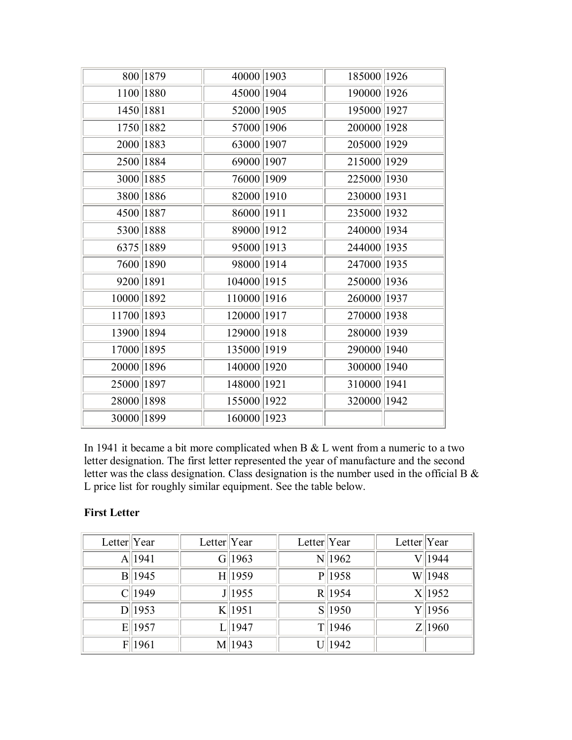| | | | | | |
|---|---|---|---|---|---|
| 800 | 1879 | 40000 | 1903 | 185000 | 1926 |
| 1100 | 1880 | 45000 | 1904 | 190000 | 1926 |
| 1450 | 1881 | 52000 | 1905 | 195000 | 1927 |
| 1750 | 1882 | 57000 | 1906 | 200000 | 1928 |
| 2000 | 1883 | 63000 | 1907 | 205000 | 1929 |
| 2500 | 1884 | 69000 | 1907 | 215000 | 1929 |
| 3000 | 1885 | 76000 | 1909 | 225000 | 1930 |
| 3800 | 1886 | 82000 | 1910 | 230000 | 1931 |
| 4500 | 1887 | 86000 | 1911 | 235000 | 1932 |
| 5300 | 1888 | 89000 | 1912 | 240000 | 1934 |
| 6375 | 1889 | 95000 | 1913 | 244000 | 1935 |
| 7600 | 1890 | 98000 | 1914 | 247000 | 1935 |
| 9200 | 1891 | 104000 | 1915 | 250000 | 1936 |
| 10000 | 1892 | 110000 | 1916 | 260000 | 1937 |
| 11700 | 1893 | 120000 | 1917 | 270000 | 1938 |
| 13900 | 1894 | 129000 | 1918 | 280000 | 1939 |
| 17000 | 1895 | 135000 | 1919 | 290000 | 1940 |
| 20000 | 1896 | 140000 | 1920 | 300000 | 1940 |
| 25000 | 1897 | 148000 | 1921 | 310000 | 1941 |
| 28000 | 1898 | 155000 | 1922 | 320000 | 1942 |
| 30000 | 1899 | 160000 | 1923 | | |

In 1941 it became a bit more complicated when B & L went from a numeric to a two letter designation. The first letter represented the year of manufacture and the second letter was the class designation. Class designation is the number used in the official B & L price list for roughly similar equipment. See the table below.

**First Letter**

| Letter | Year | Letter | Year | Letter | Year | Letter | Year |
|---|---|---|---|---|---|---|---|
| A | 1941 | G | 1963 | N | 1962 | V | 1944 |
| B | 1945 | H | 1959 | P | 1958 | W | 1948 |
| C | 1949 | J | 1955 | R | 1954 | X | 1952 |
| D | 1953 | K | 1951 | S | 1950 | Y | 1956 |
| E | 1957 | L | 1947 | T | 1946 | Z | 1960 |
| F | 1961 | M | 1943 | U | 1942 | | |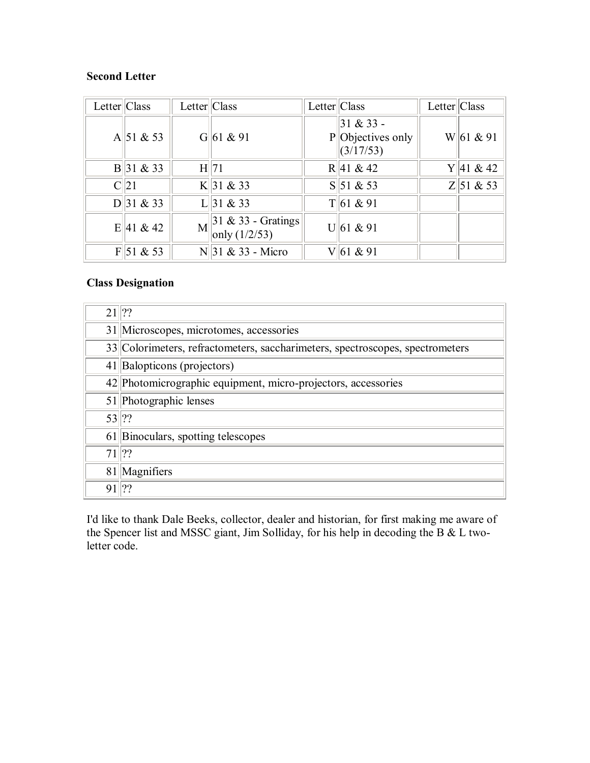### Second Letter

| Letter | Class | Letter | Class | Letter | Class | Letter | Class |
|---|---|---|---|---|---|---|---|
| A | 51 & 53 | G | 61 & 91 | P | 31 & 33 - Objectives only (3/17/53) | W | 61 & 91 |
| B | 31 & 33 | H | 71 | R | 41 & 42 | Y | 41 & 42 |
| C | 21 | K | 31 & 33 | S | 51 & 53 | Z | 51 & 53 |
| D | 31 & 33 | L | 31 & 33 | T | 61 & 91 | | |
| E | 41 & 42 | M | 31 & 33 - Gratings only (1/2/53) | U | 61 & 91 | | |
| F | 51 & 53 | N | 31 & 33 - Micro | V | 61 & 91 | | |

### Class Designation

| | |
|---|---|
| 21 | ?? |
| 31 | Microscopes, microtomes, accessories |
| 33 | Colorimeters, refractometers, saccharimeters, spectroscopes, spectrometers |
| 41 | Balopticons (projectors) |
| 42 | Photomicrographic equipment, micro-projectors, accessories |
| 51 | Photographic lenses |
| 53 | ?? |
| 61 | Binoculars, spotting telescopes |
| 71 | ?? |
| 81 | Magnifiers |
| 91 | ?? |

I'd like to thank Dale Beeks, collector, dealer and historian, for first making me aware of the Spencer list and MSSC giant, Jim Solliday, for his help in decoding the B & L two-letter code.